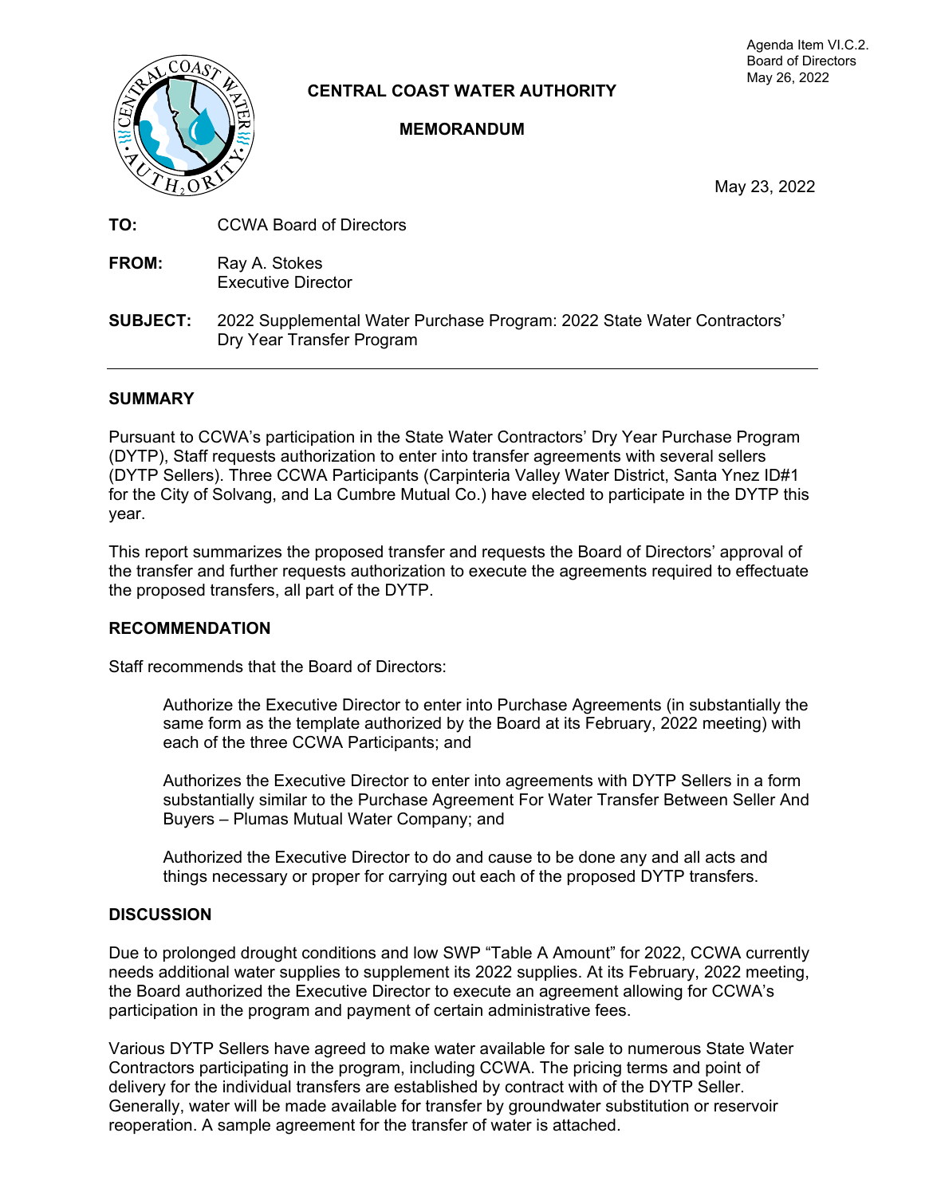Agenda Item VI.C.2.
Board of Directors
May 26, 2022

**CENTRAL COAST WATER AUTHORITY**

**MEMORANDUM**

May 23, 2022

**TO:** CCWA Board of Directors

**FROM:** Ray A. Stokes
Executive Director

**SUBJECT:** 2022 Supplemental Water Purchase Program: 2022 State Water Contractors' Dry Year Transfer Program

## SUMMARY

Pursuant to CCWA's participation in the State Water Contractors' Dry Year Purchase Program (DYTP), Staff requests authorization to enter into transfer agreements with several sellers (DYTP Sellers). Three CCWA Participants (Carpinteria Valley Water District, Santa Ynez ID#1 for the City of Solvang, and La Cumbre Mutual Co.) have elected to participate in the DYTP this year.

This report summarizes the proposed transfer and requests the Board of Directors' approval of the transfer and further requests authorization to execute the agreements required to effectuate the proposed transfers, all part of the DYTP.

## RECOMMENDATION

Staff recommends that the Board of Directors:

> Authorize the Executive Director to enter into Purchase Agreements (in substantially the same form as the template authorized by the Board at its February, 2022 meeting) with each of the three CCWA Participants; and
>
> Authorizes the Executive Director to enter into agreements with DYTP Sellers in a form substantially similar to the Purchase Agreement For Water Transfer Between Seller And Buyers – Plumas Mutual Water Company; and
>
> Authorized the Executive Director to do and cause to be done any and all acts and things necessary or proper for carrying out each of the proposed DYTP transfers.

## DISCUSSION

Due to prolonged drought conditions and low SWP "Table A Amount" for 2022, CCWA currently needs additional water supplies to supplement its 2022 supplies. At its February, 2022 meeting, the Board authorized the Executive Director to execute an agreement allowing for CCWA's participation in the program and payment of certain administrative fees.

Various DYTP Sellers have agreed to make water available for sale to numerous State Water Contractors participating in the program, including CCWA. The pricing terms and point of delivery for the individual transfers are established by contract with of the DYTP Seller. Generally, water will be made available for transfer by groundwater substitution or reservoir reoperation. A sample agreement for the transfer of water is attached.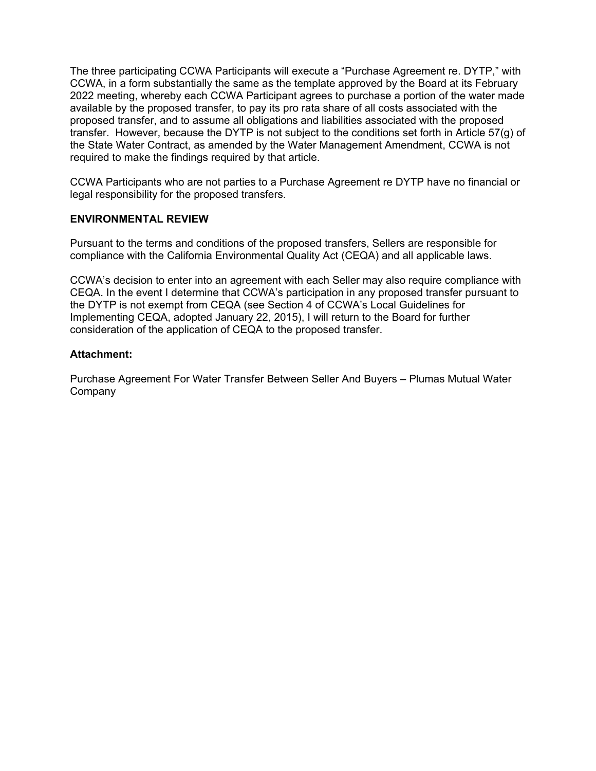The three participating CCWA Participants will execute a "Purchase Agreement re. DYTP," with CCWA, in a form substantially the same as the template approved by the Board at its February 2022 meeting, whereby each CCWA Participant agrees to purchase a portion of the water made available by the proposed transfer, to pay its pro rata share of all costs associated with the proposed transfer, and to assume all obligations and liabilities associated with the proposed transfer. However, because the DYTP is not subject to the conditions set forth in Article 57(g) of the State Water Contract, as amended by the Water Management Amendment, CCWA is not required to make the findings required by that article.

CCWA Participants who are not parties to a Purchase Agreement re DYTP have no financial or legal responsibility for the proposed transfers.

**ENVIRONMENTAL REVIEW**

Pursuant to the terms and conditions of the proposed transfers, Sellers are responsible for compliance with the California Environmental Quality Act (CEQA) and all applicable laws.

CCWA's decision to enter into an agreement with each Seller may also require compliance with CEQA. In the event I determine that CCWA's participation in any proposed transfer pursuant to the DYTP is not exempt from CEQA (see Section 4 of CCWA's Local Guidelines for Implementing CEQA, adopted January 22, 2015), I will return to the Board for further consideration of the application of CEQA to the proposed transfer.

**Attachment:**

Purchase Agreement For Water Transfer Between Seller And Buyers – Plumas Mutual Water Company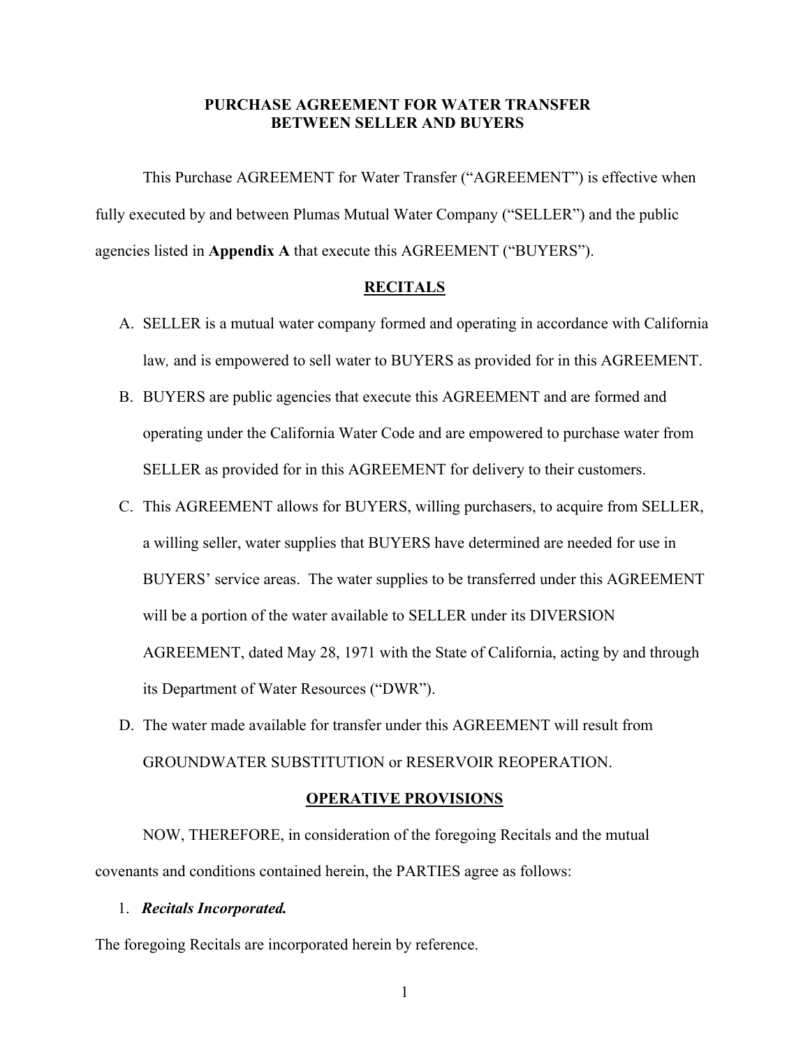# PURCHASE AGREEMENT FOR WATER TRANSFER BETWEEN SELLER AND BUYERS

This Purchase AGREEMENT for Water Transfer ("AGREEMENT") is effective when fully executed by and between Plumas Mutual Water Company ("SELLER") and the public agencies listed in **Appendix A** that execute this AGREEMENT ("BUYERS").

## RECITALS

A. SELLER is a mutual water company formed and operating in accordance with California law*,* and is empowered to sell water to BUYERS as provided for in this AGREEMENT.

B. BUYERS are public agencies that execute this AGREEMENT and are formed and operating under the California Water Code and are empowered to purchase water from SELLER as provided for in this AGREEMENT for delivery to their customers.

C. This AGREEMENT allows for BUYERS, willing purchasers, to acquire from SELLER, a willing seller, water supplies that BUYERS have determined are needed for use in BUYERS' service areas. The water supplies to be transferred under this AGREEMENT will be a portion of the water available to SELLER under its DIVERSION AGREEMENT, dated May 28, 1971 with the State of California, acting by and through its Department of Water Resources ("DWR").

D. The water made available for transfer under this AGREEMENT will result from GROUNDWATER SUBSTITUTION or RESERVOIR REOPERATION.

## OPERATIVE PROVISIONS

NOW, THEREFORE, in consideration of the foregoing Recitals and the mutual covenants and conditions contained herein, the PARTIES agree as follows:

1. ***Recitals Incorporated.***

The foregoing Recitals are incorporated herein by reference.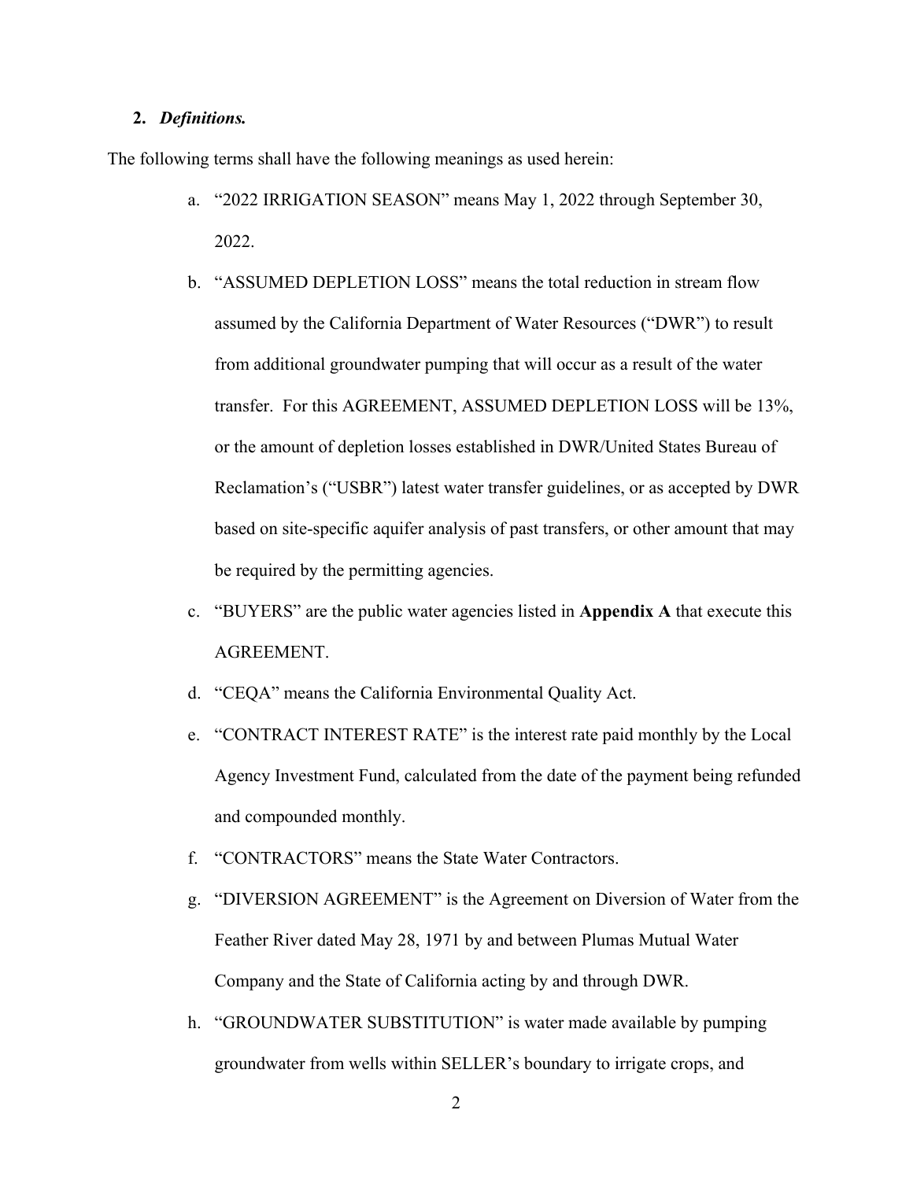**2.** ***Definitions.***

The following terms shall have the following meanings as used herein:

a. "2022 IRRIGATION SEASON" means May 1, 2022 through September 30, 2022.

b. "ASSUMED DEPLETION LOSS" means the total reduction in stream flow assumed by the California Department of Water Resources ("DWR") to result from additional groundwater pumping that will occur as a result of the water transfer. For this AGREEMENT, ASSUMED DEPLETION LOSS will be 13%, or the amount of depletion losses established in DWR/United States Bureau of Reclamation's ("USBR") latest water transfer guidelines, or as accepted by DWR based on site-specific aquifer analysis of past transfers, or other amount that may be required by the permitting agencies.

c. "BUYERS" are the public water agencies listed in **Appendix A** that execute this AGREEMENT.

d. "CEQA" means the California Environmental Quality Act.

e. "CONTRACT INTEREST RATE" is the interest rate paid monthly by the Local Agency Investment Fund, calculated from the date of the payment being refunded and compounded monthly.

f. "CONTRACTORS" means the State Water Contractors.

g. "DIVERSION AGREEMENT" is the Agreement on Diversion of Water from the Feather River dated May 28, 1971 by and between Plumas Mutual Water Company and the State of California acting by and through DWR.

h. "GROUNDWATER SUBSTITUTION" is water made available by pumping groundwater from wells within SELLER's boundary to irrigate crops, and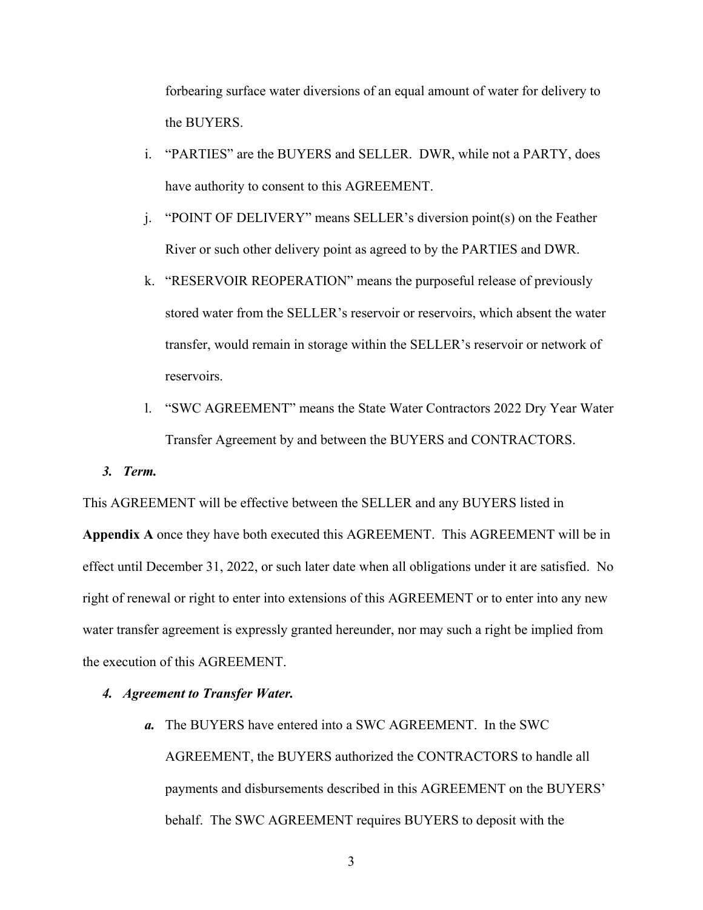forbearing surface water diversions of an equal amount of water for delivery to the BUYERS.

i. "PARTIES" are the BUYERS and SELLER. DWR, while not a PARTY, does have authority to consent to this AGREEMENT.

j. "POINT OF DELIVERY" means SELLER's diversion point(s) on the Feather River or such other delivery point as agreed to by the PARTIES and DWR.

k. "RESERVOIR REOPERATION" means the purposeful release of previously stored water from the SELLER's reservoir or reservoirs, which absent the water transfer, would remain in storage within the SELLER's reservoir or network of reservoirs.

l. "SWC AGREEMENT" means the State Water Contractors 2022 Dry Year Water Transfer Agreement by and between the BUYERS and CONTRACTORS.

***3. Term.***

This AGREEMENT will be effective between the SELLER and any BUYERS listed in **Appendix A** once they have both executed this AGREEMENT. This AGREEMENT will be in effect until December 31, 2022, or such later date when all obligations under it are satisfied. No right of renewal or right to enter into extensions of this AGREEMENT or to enter into any new water transfer agreement is expressly granted hereunder, nor may such a right be implied from the execution of this AGREEMENT.

***4. Agreement to Transfer Water.***

***a.*** The BUYERS have entered into a SWC AGREEMENT. In the SWC AGREEMENT, the BUYERS authorized the CONTRACTORS to handle all payments and disbursements described in this AGREEMENT on the BUYERS' behalf. The SWC AGREEMENT requires BUYERS to deposit with the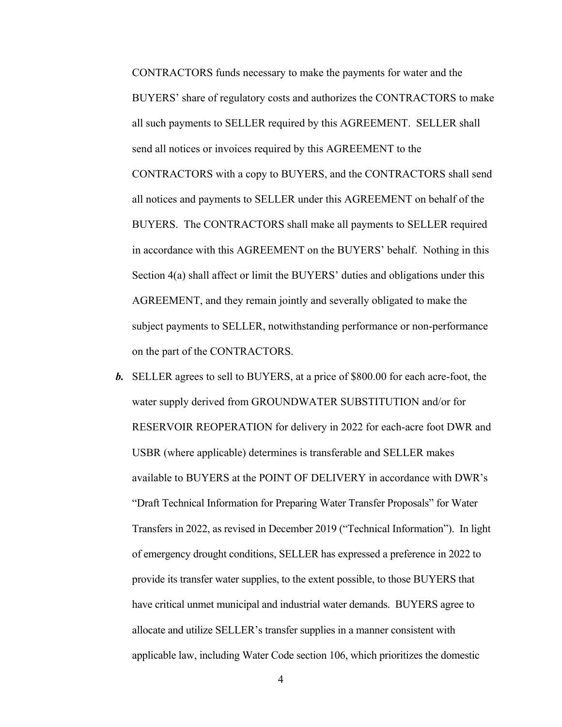CONTRACTORS funds necessary to make the payments for water and the BUYERS' share of regulatory costs and authorizes the CONTRACTORS to make all such payments to SELLER required by this AGREEMENT. SELLER shall send all notices or invoices required by this AGREEMENT to the CONTRACTORS with a copy to BUYERS, and the CONTRACTORS shall send all notices and payments to SELLER under this AGREEMENT on behalf of the BUYERS. The CONTRACTORS shall make all payments to SELLER required in accordance with this AGREEMENT on the BUYERS' behalf. Nothing in this Section 4(a) shall affect or limit the BUYERS' duties and obligations under this AGREEMENT, and they remain jointly and severally obligated to make the subject payments to SELLER, notwithstanding performance or non-performance on the part of the CONTRACTORS.

***b.*** SELLER agrees to sell to BUYERS, at a price of $800.00 for each acre-foot, the water supply derived from GROUNDWATER SUBSTITUTION and/or for RESERVOIR REOPERATION for delivery in 2022 for each-acre foot DWR and USBR (where applicable) determines is transferable and SELLER makes available to BUYERS at the POINT OF DELIVERY in accordance with DWR's "Draft Technical Information for Preparing Water Transfer Proposals" for Water Transfers in 2022, as revised in December 2019 ("Technical Information"). In light of emergency drought conditions, SELLER has expressed a preference in 2022 to provide its transfer water supplies, to the extent possible, to those BUYERS that have critical unmet municipal and industrial water demands. BUYERS agree to allocate and utilize SELLER's transfer supplies in a manner consistent with applicable law, including Water Code section 106, which prioritizes the domestic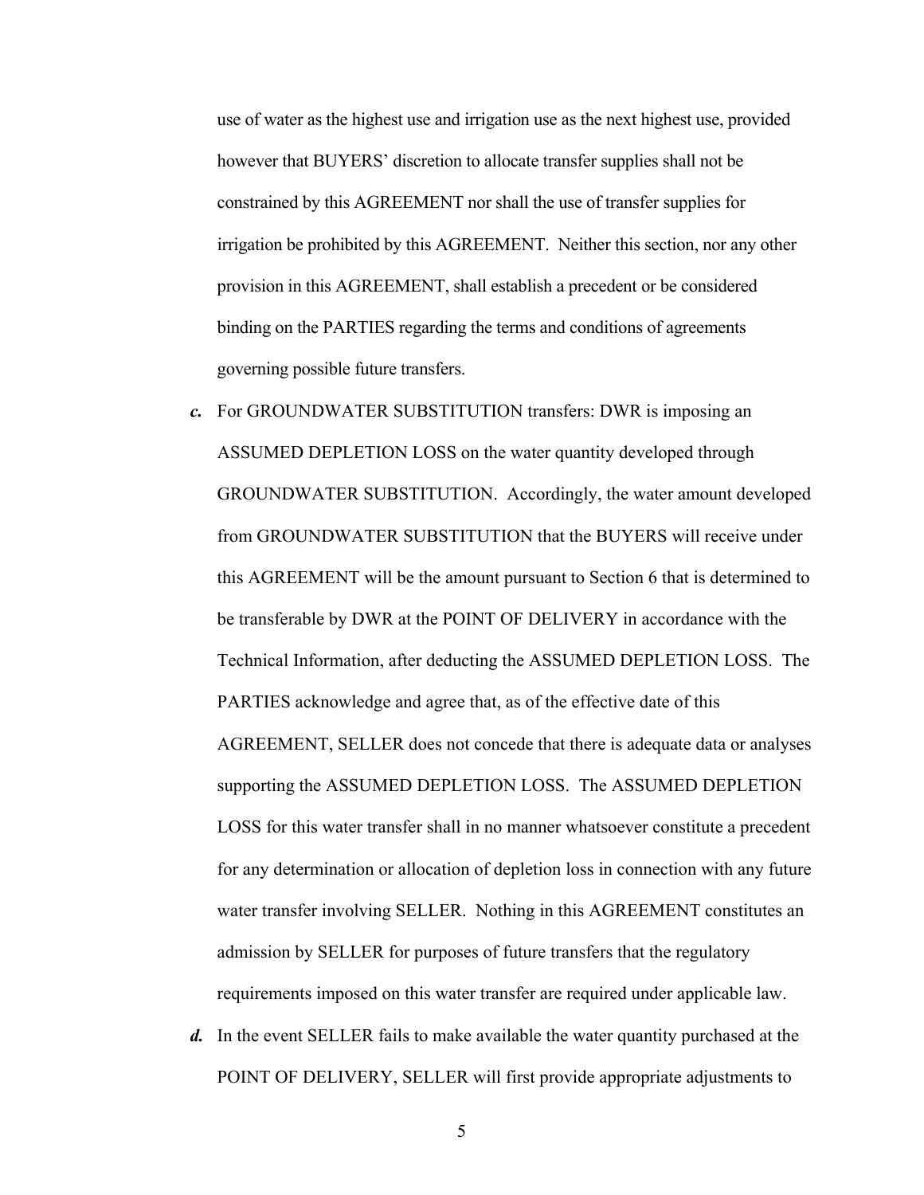use of water as the highest use and irrigation use as the next highest use, provided however that BUYERS' discretion to allocate transfer supplies shall not be constrained by this AGREEMENT nor shall the use of transfer supplies for irrigation be prohibited by this AGREEMENT. Neither this section, nor any other provision in this AGREEMENT, shall establish a precedent or be considered binding on the PARTIES regarding the terms and conditions of agreements governing possible future transfers.

***c.*** For GROUNDWATER SUBSTITUTION transfers: DWR is imposing an ASSUMED DEPLETION LOSS on the water quantity developed through GROUNDWATER SUBSTITUTION. Accordingly, the water amount developed from GROUNDWATER SUBSTITUTION that the BUYERS will receive under this AGREEMENT will be the amount pursuant to Section 6 that is determined to be transferable by DWR at the POINT OF DELIVERY in accordance with the Technical Information, after deducting the ASSUMED DEPLETION LOSS. The PARTIES acknowledge and agree that, as of the effective date of this AGREEMENT, SELLER does not concede that there is adequate data or analyses supporting the ASSUMED DEPLETION LOSS. The ASSUMED DEPLETION LOSS for this water transfer shall in no manner whatsoever constitute a precedent for any determination or allocation of depletion loss in connection with any future water transfer involving SELLER. Nothing in this AGREEMENT constitutes an admission by SELLER for purposes of future transfers that the regulatory requirements imposed on this water transfer are required under applicable law.

***d.*** In the event SELLER fails to make available the water quantity purchased at the POINT OF DELIVERY, SELLER will first provide appropriate adjustments to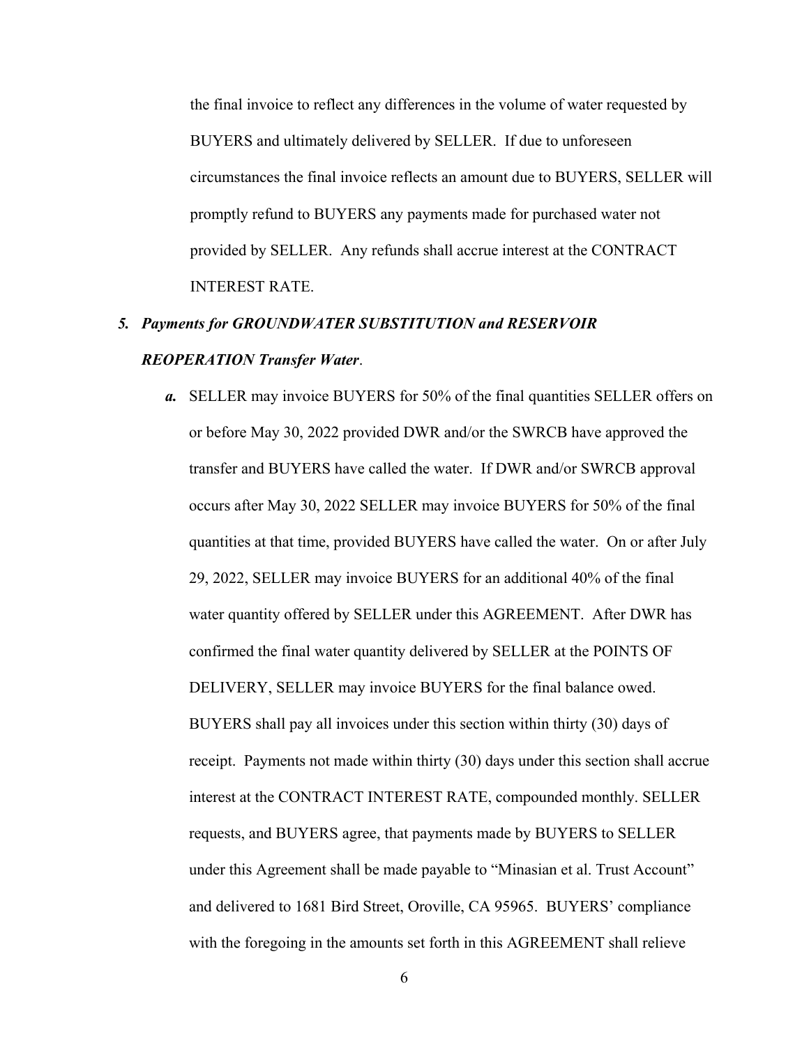the final invoice to reflect any differences in the volume of water requested by BUYERS and ultimately delivered by SELLER. If due to unforeseen circumstances the final invoice reflects an amount due to BUYERS, SELLER will promptly refund to BUYERS any payments made for purchased water not provided by SELLER. Any refunds shall accrue interest at the CONTRACT INTEREST RATE.

5. ***Payments for GROUNDWATER SUBSTITUTION and RESERVOIR REOPERATION Transfer Water***.

   ***a.*** SELLER may invoice BUYERS for 50% of the final quantities SELLER offers on or before May 30, 2022 provided DWR and/or the SWRCB have approved the transfer and BUYERS have called the water. If DWR and/or SWRCB approval occurs after May 30, 2022 SELLER may invoice BUYERS for 50% of the final quantities at that time, provided BUYERS have called the water. On or after July 29, 2022, SELLER may invoice BUYERS for an additional 40% of the final water quantity offered by SELLER under this AGREEMENT. After DWR has confirmed the final water quantity delivered by SELLER at the POINTS OF DELIVERY, SELLER may invoice BUYERS for the final balance owed. BUYERS shall pay all invoices under this section within thirty (30) days of receipt. Payments not made within thirty (30) days under this section shall accrue interest at the CONTRACT INTEREST RATE, compounded monthly. SELLER requests, and BUYERS agree, that payments made by BUYERS to SELLER under this Agreement shall be made payable to "Minasian et al. Trust Account" and delivered to 1681 Bird Street, Oroville, CA 95965. BUYERS' compliance with the foregoing in the amounts set forth in this AGREEMENT shall relieve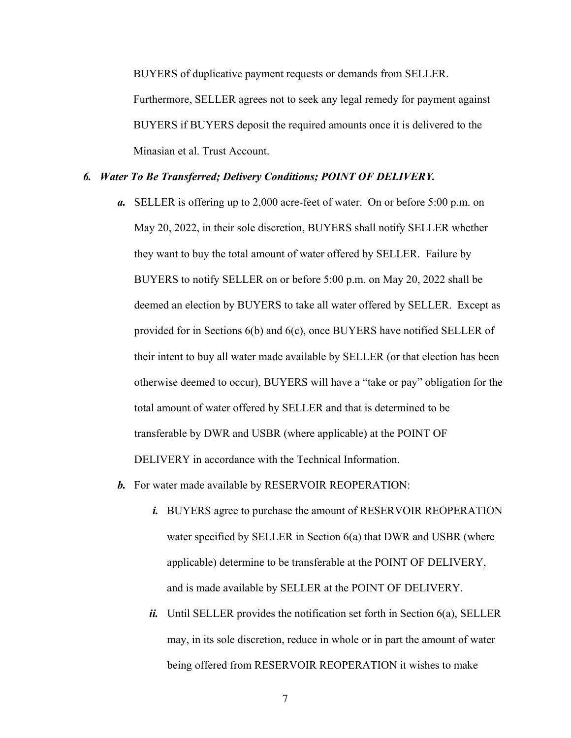BUYERS of duplicative payment requests or demands from SELLER. Furthermore, SELLER agrees not to seek any legal remedy for payment against BUYERS if BUYERS deposit the required amounts once it is delivered to the Minasian et al. Trust Account.

***6. Water To Be Transferred; Delivery Conditions; POINT OF DELIVERY.***

- ***a.*** SELLER is offering up to 2,000 acre-feet of water. On or before 5:00 p.m. on May 20, 2022, in their sole discretion, BUYERS shall notify SELLER whether they want to buy the total amount of water offered by SELLER. Failure by BUYERS to notify SELLER on or before 5:00 p.m. on May 20, 2022 shall be deemed an election by BUYERS to take all water offered by SELLER. Except as provided for in Sections 6(b) and 6(c), once BUYERS have notified SELLER of their intent to buy all water made available by SELLER (or that election has been otherwise deemed to occur), BUYERS will have a "take or pay" obligation for the total amount of water offered by SELLER and that is determined to be transferable by DWR and USBR (where applicable) at the POINT OF DELIVERY in accordance with the Technical Information.
- ***b.*** For water made available by RESERVOIR REOPERATION:
  - ***i.*** BUYERS agree to purchase the amount of RESERVOIR REOPERATION water specified by SELLER in Section 6(a) that DWR and USBR (where applicable) determine to be transferable at the POINT OF DELIVERY, and is made available by SELLER at the POINT OF DELIVERY.
  - ***ii.*** Until SELLER provides the notification set forth in Section 6(a), SELLER may, in its sole discretion, reduce in whole or in part the amount of water being offered from RESERVOIR REOPERATION it wishes to make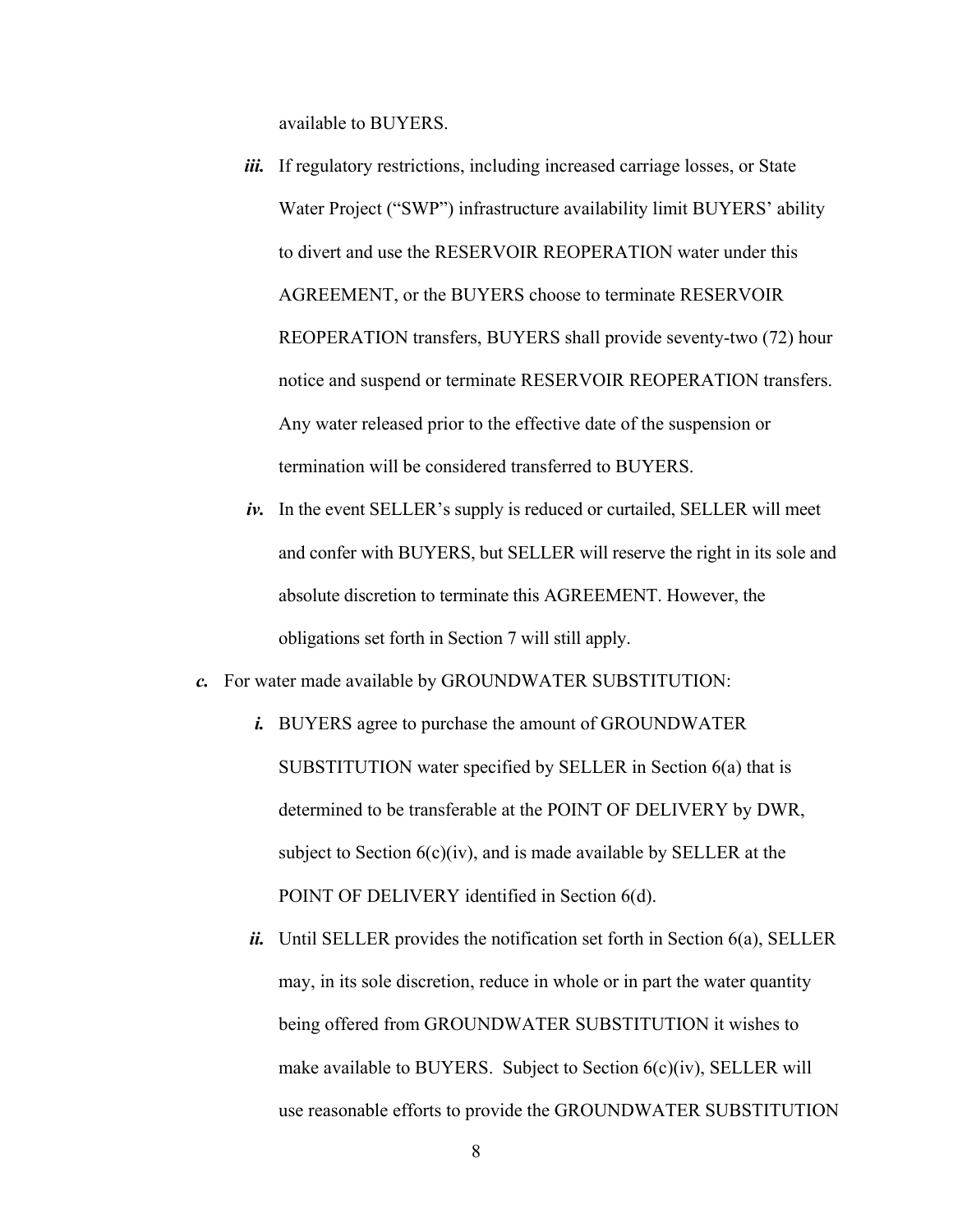available to BUYERS.

- ***iii.*** If regulatory restrictions, including increased carriage losses, or State Water Project ("SWP") infrastructure availability limit BUYERS' ability to divert and use the RESERVOIR REOPERATION water under this AGREEMENT, or the BUYERS choose to terminate RESERVOIR REOPERATION transfers, BUYERS shall provide seventy-two (72) hour notice and suspend or terminate RESERVOIR REOPERATION transfers. Any water released prior to the effective date of the suspension or termination will be considered transferred to BUYERS.

- ***iv.*** In the event SELLER's supply is reduced or curtailed, SELLER will meet and confer with BUYERS, but SELLER will reserve the right in its sole and absolute discretion to terminate this AGREEMENT. However, the obligations set forth in Section 7 will still apply.

***c.*** For water made available by GROUNDWATER SUBSTITUTION:

- ***i.*** BUYERS agree to purchase the amount of GROUNDWATER SUBSTITUTION water specified by SELLER in Section 6(a) that is determined to be transferable at the POINT OF DELIVERY by DWR, subject to Section 6(c)(iv), and is made available by SELLER at the POINT OF DELIVERY identified in Section 6(d).

- ***ii.*** Until SELLER provides the notification set forth in Section 6(a), SELLER may, in its sole discretion, reduce in whole or in part the water quantity being offered from GROUNDWATER SUBSTITUTION it wishes to make available to BUYERS. Subject to Section 6(c)(iv), SELLER will use reasonable efforts to provide the GROUNDWATER SUBSTITUTION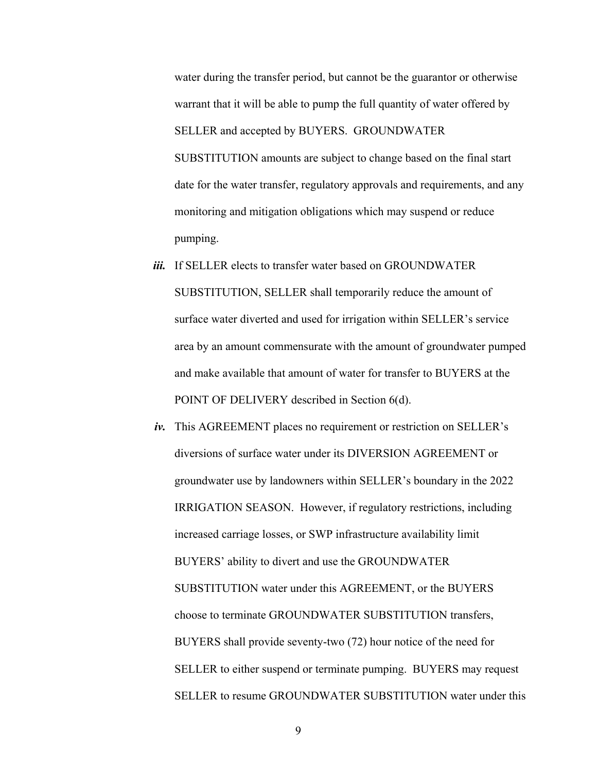water during the transfer period, but cannot be the guarantor or otherwise warrant that it will be able to pump the full quantity of water offered by SELLER and accepted by BUYERS. GROUNDWATER SUBSTITUTION amounts are subject to change based on the final start date for the water transfer, regulatory approvals and requirements, and any monitoring and mitigation obligations which may suspend or reduce pumping.

***iii.*** If SELLER elects to transfer water based on GROUNDWATER SUBSTITUTION, SELLER shall temporarily reduce the amount of surface water diverted and used for irrigation within SELLER's service area by an amount commensurate with the amount of groundwater pumped and make available that amount of water for transfer to BUYERS at the POINT OF DELIVERY described in Section 6(d).

***iv.*** This AGREEMENT places no requirement or restriction on SELLER's diversions of surface water under its DIVERSION AGREEMENT or groundwater use by landowners within SELLER's boundary in the 2022 IRRIGATION SEASON. However, if regulatory restrictions, including increased carriage losses, or SWP infrastructure availability limit BUYERS' ability to divert and use the GROUNDWATER SUBSTITUTION water under this AGREEMENT, or the BUYERS choose to terminate GROUNDWATER SUBSTITUTION transfers, BUYERS shall provide seventy-two (72) hour notice of the need for SELLER to either suspend or terminate pumping. BUYERS may request SELLER to resume GROUNDWATER SUBSTITUTION water under this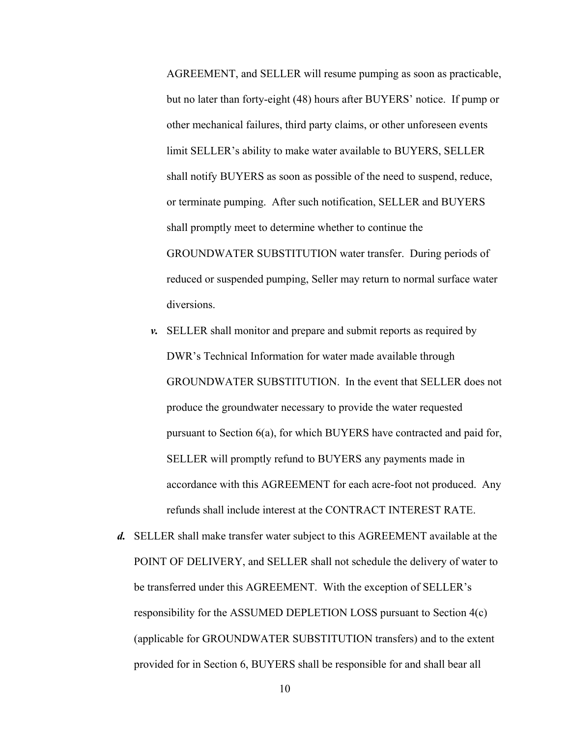AGREEMENT, and SELLER will resume pumping as soon as practicable, but no later than forty-eight (48) hours after BUYERS' notice. If pump or other mechanical failures, third party claims, or other unforeseen events limit SELLER's ability to make water available to BUYERS, SELLER shall notify BUYERS as soon as possible of the need to suspend, reduce, or terminate pumping. After such notification, SELLER and BUYERS shall promptly meet to determine whether to continue the GROUNDWATER SUBSTITUTION water transfer. During periods of reduced or suspended pumping, Seller may return to normal surface water diversions.

***v.*** SELLER shall monitor and prepare and submit reports as required by DWR's Technical Information for water made available through GROUNDWATER SUBSTITUTION. In the event that SELLER does not produce the groundwater necessary to provide the water requested pursuant to Section 6(a), for which BUYERS have contracted and paid for, SELLER will promptly refund to BUYERS any payments made in accordance with this AGREEMENT for each acre-foot not produced. Any refunds shall include interest at the CONTRACT INTEREST RATE.

***d.*** SELLER shall make transfer water subject to this AGREEMENT available at the POINT OF DELIVERY, and SELLER shall not schedule the delivery of water to be transferred under this AGREEMENT. With the exception of SELLER's responsibility for the ASSUMED DEPLETION LOSS pursuant to Section 4(c) (applicable for GROUNDWATER SUBSTITUTION transfers) and to the extent provided for in Section 6, BUYERS shall be responsible for and shall bear all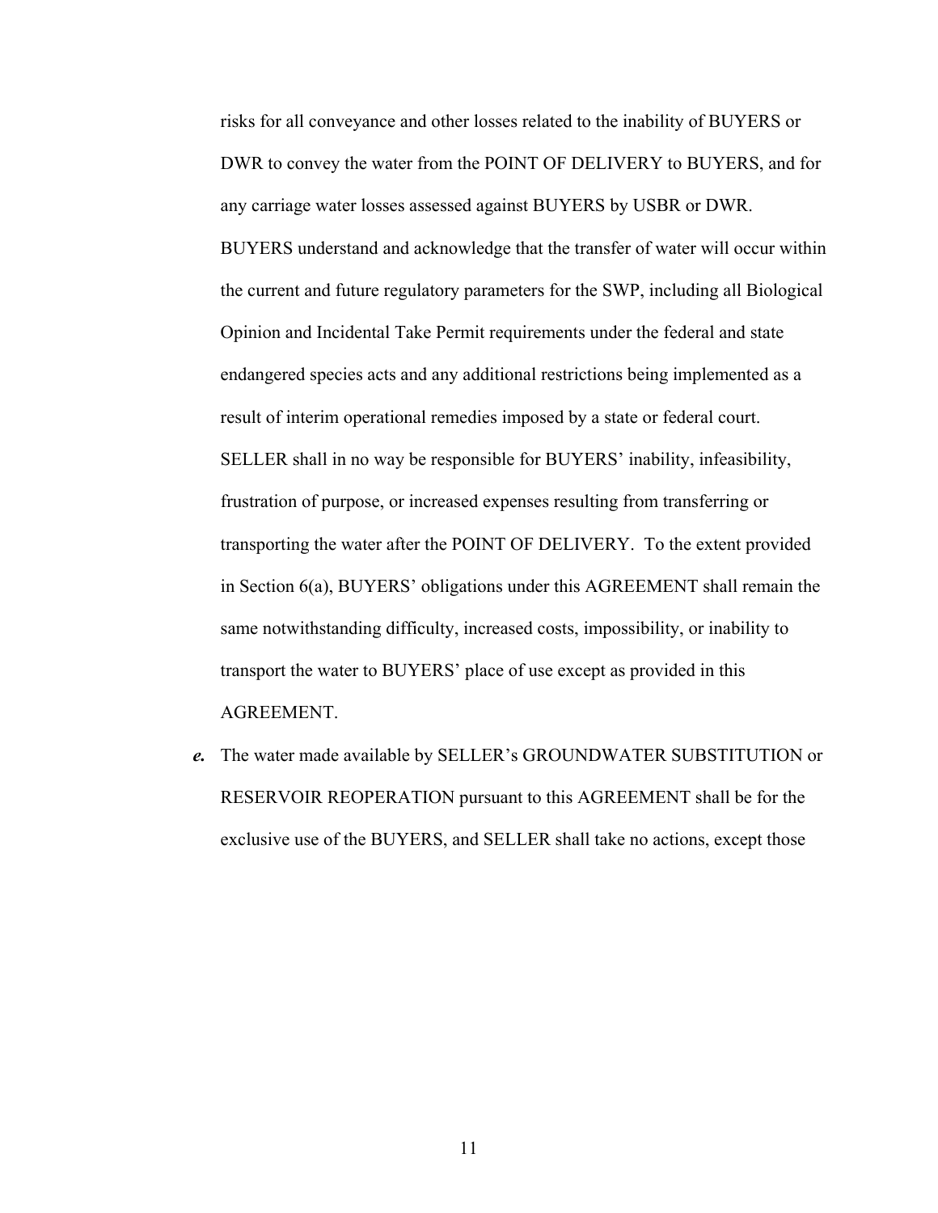risks for all conveyance and other losses related to the inability of BUYERS or DWR to convey the water from the POINT OF DELIVERY to BUYERS, and for any carriage water losses assessed against BUYERS by USBR or DWR. BUYERS understand and acknowledge that the transfer of water will occur within the current and future regulatory parameters for the SWP, including all Biological Opinion and Incidental Take Permit requirements under the federal and state endangered species acts and any additional restrictions being implemented as a result of interim operational remedies imposed by a state or federal court. SELLER shall in no way be responsible for BUYERS' inability, infeasibility, frustration of purpose, or increased expenses resulting from transferring or transporting the water after the POINT OF DELIVERY. To the extent provided in Section 6(a), BUYERS' obligations under this AGREEMENT shall remain the same notwithstanding difficulty, increased costs, impossibility, or inability to transport the water to BUYERS' place of use except as provided in this AGREEMENT.

***e.*** The water made available by SELLER's GROUNDWATER SUBSTITUTION or RESERVOIR REOPERATION pursuant to this AGREEMENT shall be for the exclusive use of the BUYERS, and SELLER shall take no actions, except those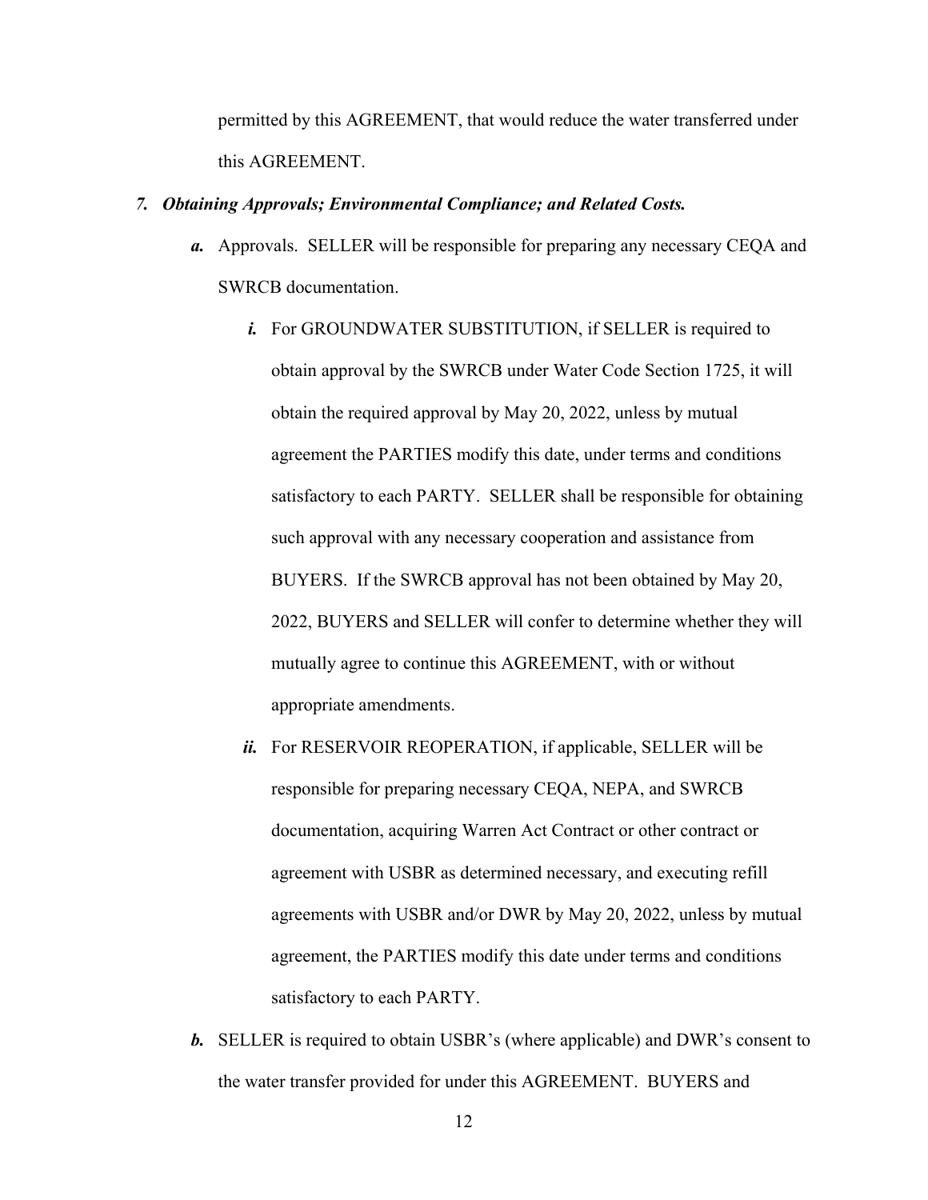permitted by this AGREEMENT, that would reduce the water transferred under this AGREEMENT.

7. ***Obtaining Approvals; Environmental Compliance; and Related Costs.***

   ***a.*** Approvals. SELLER will be responsible for preparing any necessary CEQA and SWRCB documentation.

      ***i.*** For GROUNDWATER SUBSTITUTION, if SELLER is required to obtain approval by the SWRCB under Water Code Section 1725, it will obtain the required approval by May 20, 2022, unless by mutual agreement the PARTIES modify this date, under terms and conditions satisfactory to each PARTY. SELLER shall be responsible for obtaining such approval with any necessary cooperation and assistance from BUYERS. If the SWRCB approval has not been obtained by May 20, 2022, BUYERS and SELLER will confer to determine whether they will mutually agree to continue this AGREEMENT, with or without appropriate amendments.

      ***ii.*** For RESERVOIR REOPERATION, if applicable, SELLER will be responsible for preparing necessary CEQA, NEPA, and SWRCB documentation, acquiring Warren Act Contract or other contract or agreement with USBR as determined necessary, and executing refill agreements with USBR and/or DWR by May 20, 2022, unless by mutual agreement, the PARTIES modify this date under terms and conditions satisfactory to each PARTY.

   ***b.*** SELLER is required to obtain USBR's (where applicable) and DWR's consent to the water transfer provided for under this AGREEMENT. BUYERS and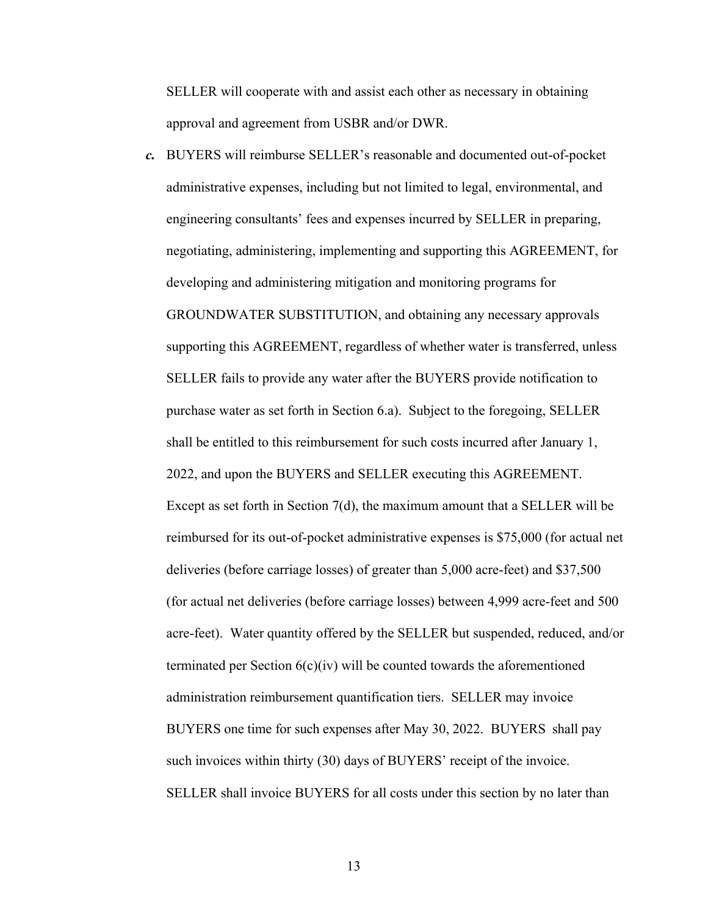SELLER will cooperate with and assist each other as necessary in obtaining approval and agreement from USBR and/or DWR.

***c.*** BUYERS will reimburse SELLER's reasonable and documented out-of-pocket administrative expenses, including but not limited to legal, environmental, and engineering consultants' fees and expenses incurred by SELLER in preparing, negotiating, administering, implementing and supporting this AGREEMENT, for developing and administering mitigation and monitoring programs for GROUNDWATER SUBSTITUTION, and obtaining any necessary approvals supporting this AGREEMENT, regardless of whether water is transferred, unless SELLER fails to provide any water after the BUYERS provide notification to purchase water as set forth in Section 6.a). Subject to the foregoing, SELLER shall be entitled to this reimbursement for such costs incurred after January 1, 2022, and upon the BUYERS and SELLER executing this AGREEMENT. Except as set forth in Section 7(d), the maximum amount that a SELLER will be reimbursed for its out-of-pocket administrative expenses is $75,000 (for actual net deliveries (before carriage losses) of greater than 5,000 acre-feet) and $37,500 (for actual net deliveries (before carriage losses) between 4,999 acre-feet and 500 acre-feet). Water quantity offered by the SELLER but suspended, reduced, and/or terminated per Section 6(c)(iv) will be counted towards the aforementioned administration reimbursement quantification tiers. SELLER may invoice BUYERS one time for such expenses after May 30, 2022. BUYERS shall pay such invoices within thirty (30) days of BUYERS' receipt of the invoice. SELLER shall invoice BUYERS for all costs under this section by no later than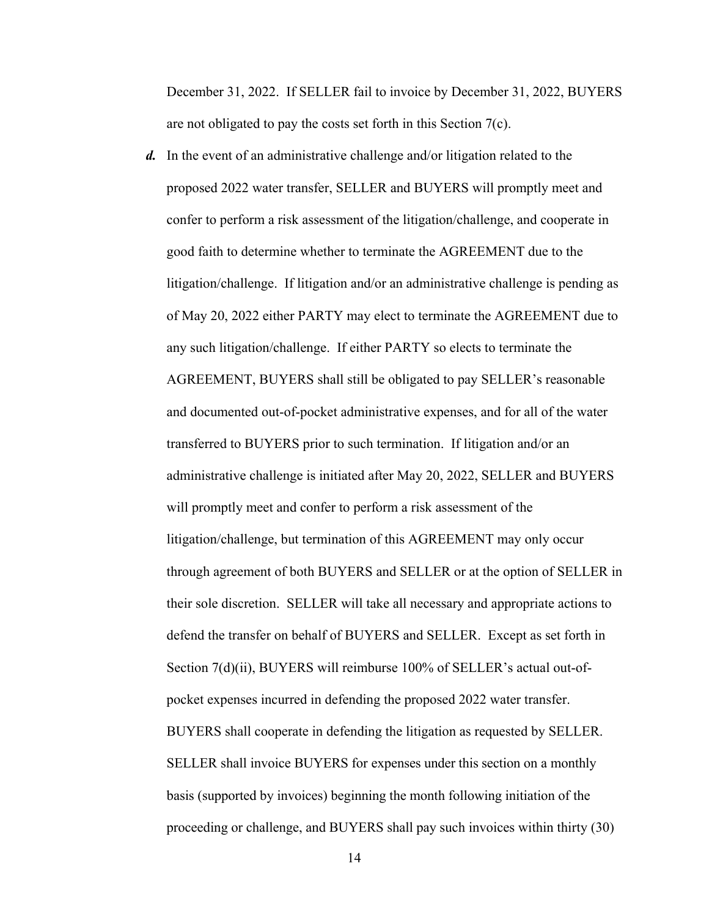December 31, 2022. If SELLER fail to invoice by December 31, 2022, BUYERS are not obligated to pay the costs set forth in this Section 7(c).

***d.*** In the event of an administrative challenge and/or litigation related to the proposed 2022 water transfer, SELLER and BUYERS will promptly meet and confer to perform a risk assessment of the litigation/challenge, and cooperate in good faith to determine whether to terminate the AGREEMENT due to the litigation/challenge. If litigation and/or an administrative challenge is pending as of May 20, 2022 either PARTY may elect to terminate the AGREEMENT due to any such litigation/challenge. If either PARTY so elects to terminate the AGREEMENT, BUYERS shall still be obligated to pay SELLER's reasonable and documented out-of-pocket administrative expenses, and for all of the water transferred to BUYERS prior to such termination. If litigation and/or an administrative challenge is initiated after May 20, 2022, SELLER and BUYERS will promptly meet and confer to perform a risk assessment of the litigation/challenge, but termination of this AGREEMENT may only occur through agreement of both BUYERS and SELLER or at the option of SELLER in their sole discretion. SELLER will take all necessary and appropriate actions to defend the transfer on behalf of BUYERS and SELLER. Except as set forth in Section 7(d)(ii), BUYERS will reimburse 100% of SELLER's actual out-of-pocket expenses incurred in defending the proposed 2022 water transfer. BUYERS shall cooperate in defending the litigation as requested by SELLER. SELLER shall invoice BUYERS for expenses under this section on a monthly basis (supported by invoices) beginning the month following initiation of the proceeding or challenge, and BUYERS shall pay such invoices within thirty (30)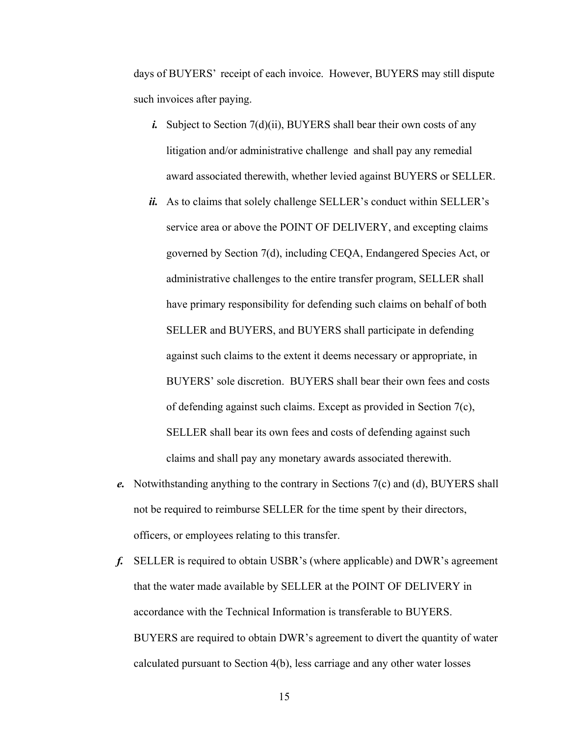days of BUYERS' receipt of each invoice. However, BUYERS may still dispute such invoices after paying.

- ***i.*** Subject to Section 7(d)(ii), BUYERS shall bear their own costs of any litigation and/or administrative challenge and shall pay any remedial award associated therewith, whether levied against BUYERS or SELLER.
- ***ii.*** As to claims that solely challenge SELLER's conduct within SELLER's service area or above the POINT OF DELIVERY, and excepting claims governed by Section 7(d), including CEQA, Endangered Species Act, or administrative challenges to the entire transfer program, SELLER shall have primary responsibility for defending such claims on behalf of both SELLER and BUYERS, and BUYERS shall participate in defending against such claims to the extent it deems necessary or appropriate, in BUYERS' sole discretion. BUYERS shall bear their own fees and costs of defending against such claims. Except as provided in Section 7(c), SELLER shall bear its own fees and costs of defending against such claims and shall pay any monetary awards associated therewith.

***e.*** Notwithstanding anything to the contrary in Sections 7(c) and (d), BUYERS shall not be required to reimburse SELLER for the time spent by their directors, officers, or employees relating to this transfer.

***f.*** SELLER is required to obtain USBR's (where applicable) and DWR's agreement that the water made available by SELLER at the POINT OF DELIVERY in accordance with the Technical Information is transferable to BUYERS. BUYERS are required to obtain DWR's agreement to divert the quantity of water calculated pursuant to Section 4(b), less carriage and any other water losses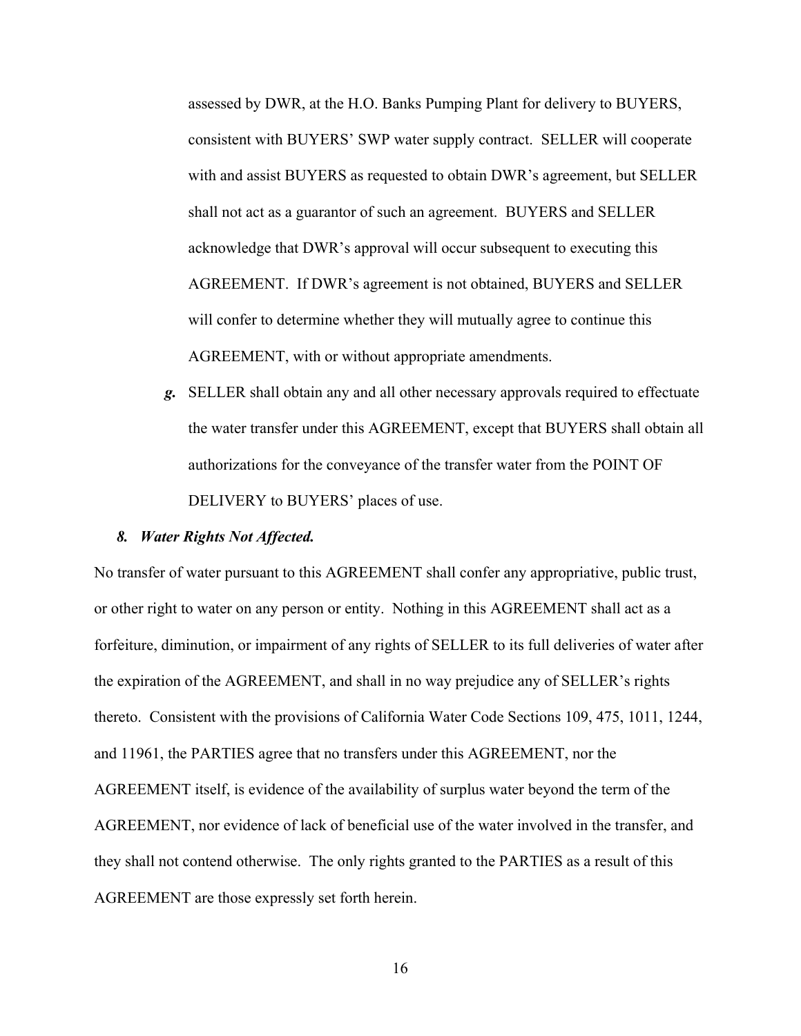assessed by DWR, at the H.O. Banks Pumping Plant for delivery to BUYERS, consistent with BUYERS' SWP water supply contract. SELLER will cooperate with and assist BUYERS as requested to obtain DWR's agreement, but SELLER shall not act as a guarantor of such an agreement. BUYERS and SELLER acknowledge that DWR's approval will occur subsequent to executing this AGREEMENT. If DWR's agreement is not obtained, BUYERS and SELLER will confer to determine whether they will mutually agree to continue this AGREEMENT, with or without appropriate amendments.

***g.*** SELLER shall obtain any and all other necessary approvals required to effectuate the water transfer under this AGREEMENT, except that BUYERS shall obtain all authorizations for the conveyance of the transfer water from the POINT OF DELIVERY to BUYERS' places of use.

***8. Water Rights Not Affected.***

No transfer of water pursuant to this AGREEMENT shall confer any appropriative, public trust, or other right to water on any person or entity. Nothing in this AGREEMENT shall act as a forfeiture, diminution, or impairment of any rights of SELLER to its full deliveries of water after the expiration of the AGREEMENT, and shall in no way prejudice any of SELLER's rights thereto. Consistent with the provisions of California Water Code Sections 109, 475, 1011, 1244, and 11961, the PARTIES agree that no transfers under this AGREEMENT, nor the AGREEMENT itself, is evidence of the availability of surplus water beyond the term of the AGREEMENT, nor evidence of lack of beneficial use of the water involved in the transfer, and they shall not contend otherwise. The only rights granted to the PARTIES as a result of this AGREEMENT are those expressly set forth herein.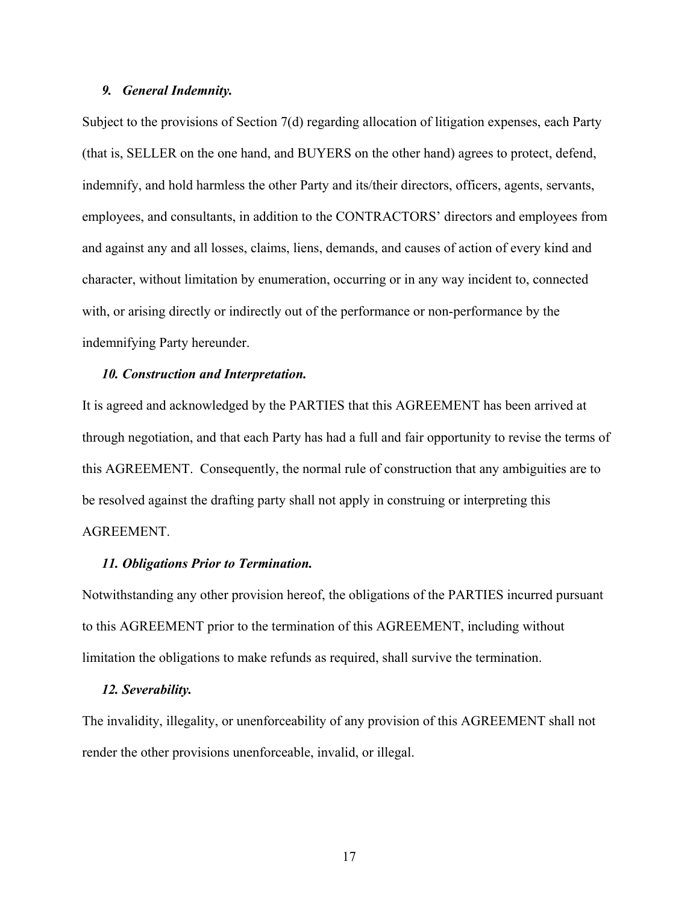***9. General Indemnity.***

Subject to the provisions of Section 7(d) regarding allocation of litigation expenses, each Party (that is, SELLER on the one hand, and BUYERS on the other hand) agrees to protect, defend, indemnify, and hold harmless the other Party and its/their directors, officers, agents, servants, employees, and consultants, in addition to the CONTRACTORS' directors and employees from and against any and all losses, claims, liens, demands, and causes of action of every kind and character, without limitation by enumeration, occurring or in any way incident to, connected with, or arising directly or indirectly out of the performance or non-performance by the indemnifying Party hereunder.

***10. Construction and Interpretation.***

It is agreed and acknowledged by the PARTIES that this AGREEMENT has been arrived at through negotiation, and that each Party has had a full and fair opportunity to revise the terms of this AGREEMENT. Consequently, the normal rule of construction that any ambiguities are to be resolved against the drafting party shall not apply in construing or interpreting this AGREEMENT.

***11. Obligations Prior to Termination.***

Notwithstanding any other provision hereof, the obligations of the PARTIES incurred pursuant to this AGREEMENT prior to the termination of this AGREEMENT, including without limitation the obligations to make refunds as required, shall survive the termination.

***12. Severability.***

The invalidity, illegality, or unenforceability of any provision of this AGREEMENT shall not render the other provisions unenforceable, invalid, or illegal.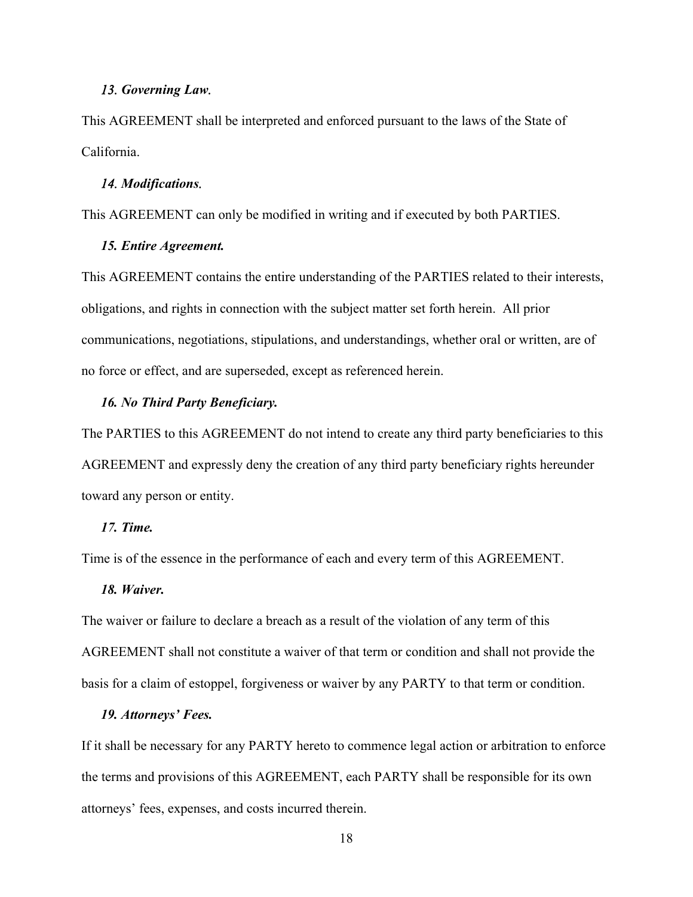***13. Governing Law.***

This AGREEMENT shall be interpreted and enforced pursuant to the laws of the State of California.

***14. Modifications.***

This AGREEMENT can only be modified in writing and if executed by both PARTIES.

***15. Entire Agreement.***

This AGREEMENT contains the entire understanding of the PARTIES related to their interests, obligations, and rights in connection with the subject matter set forth herein. All prior communications, negotiations, stipulations, and understandings, whether oral or written, are of no force or effect, and are superseded, except as referenced herein.

***16. No Third Party Beneficiary.***

The PARTIES to this AGREEMENT do not intend to create any third party beneficiaries to this AGREEMENT and expressly deny the creation of any third party beneficiary rights hereunder toward any person or entity.

***17. Time.***

Time is of the essence in the performance of each and every term of this AGREEMENT.

***18. Waiver.***

The waiver or failure to declare a breach as a result of the violation of any term of this AGREEMENT shall not constitute a waiver of that term or condition and shall not provide the basis for a claim of estoppel, forgiveness or waiver by any PARTY to that term or condition.

***19. Attorneys' Fees.***

If it shall be necessary for any PARTY hereto to commence legal action or arbitration to enforce the terms and provisions of this AGREEMENT, each PARTY shall be responsible for its own attorneys' fees, expenses, and costs incurred therein.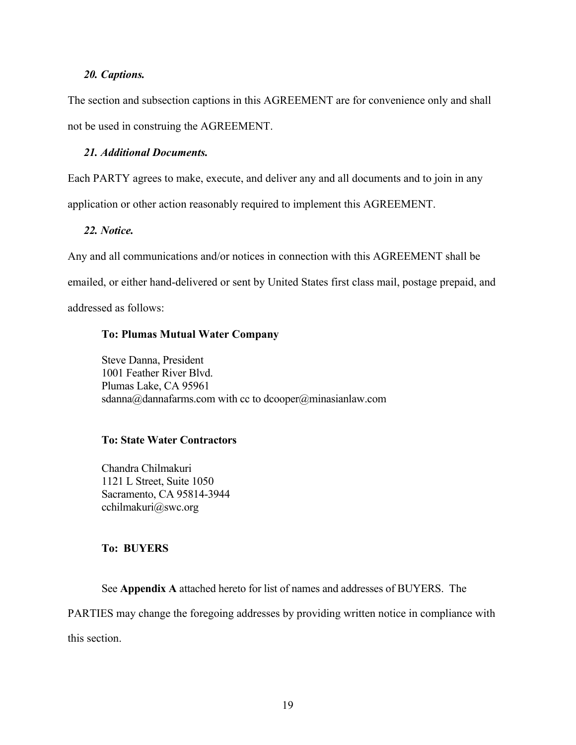### *20. Captions.*

The section and subsection captions in this AGREEMENT are for convenience only and shall not be used in construing the AGREEMENT.

### *21. Additional Documents.*

Each PARTY agrees to make, execute, and deliver any and all documents and to join in any application or other action reasonably required to implement this AGREEMENT.

### *22. Notice.*

Any and all communications and/or notices in connection with this AGREEMENT shall be emailed, or either hand-delivered or sent by United States first class mail, postage prepaid, and addressed as follows:

**To: Plumas Mutual Water Company**

Steve Danna, President
1001 Feather River Blvd.
Plumas Lake, CA 95961
sdanna@dannafarms.com with cc to dcooper@minasianlaw.com

**To: State Water Contractors**

Chandra Chilmakuri
1121 L Street, Suite 1050
Sacramento, CA 95814-3944
cchilmakuri@swc.org

**To: BUYERS**

See **Appendix A** attached hereto for list of names and addresses of BUYERS. The PARTIES may change the foregoing addresses by providing written notice in compliance with this section.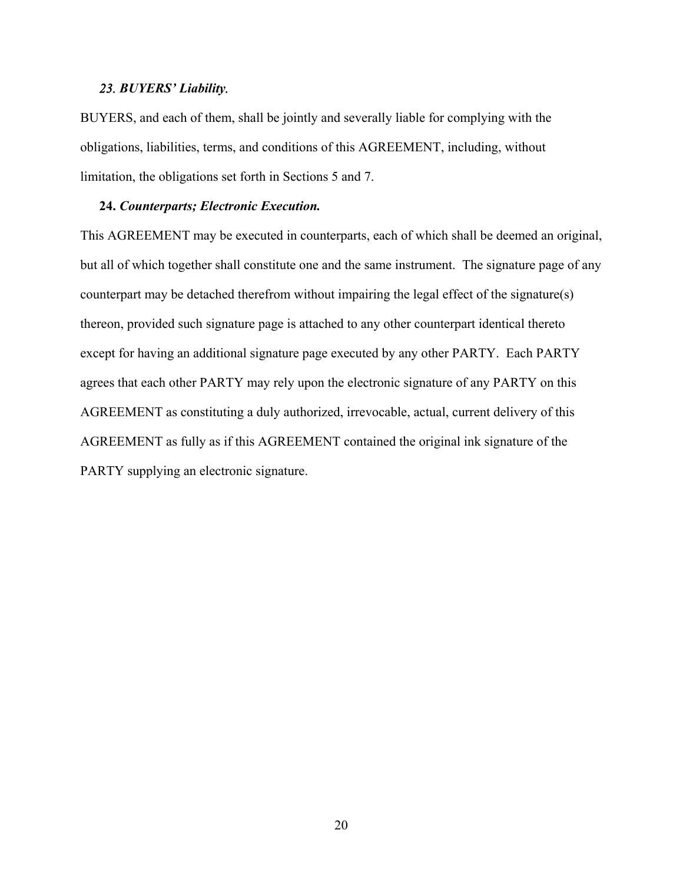***23. BUYERS' Liability.***

BUYERS, and each of them, shall be jointly and severally liable for complying with the obligations, liabilities, terms, and conditions of this AGREEMENT, including, without limitation, the obligations set forth in Sections 5 and 7.

**24. *Counterparts; Electronic Execution.***

This AGREEMENT may be executed in counterparts, each of which shall be deemed an original, but all of which together shall constitute one and the same instrument. The signature page of any counterpart may be detached therefrom without impairing the legal effect of the signature(s) thereon, provided such signature page is attached to any other counterpart identical thereto except for having an additional signature page executed by any other PARTY. Each PARTY agrees that each other PARTY may rely upon the electronic signature of any PARTY on this AGREEMENT as constituting a duly authorized, irrevocable, actual, current delivery of this AGREEMENT as fully as if this AGREEMENT contained the original ink signature of the PARTY supplying an electronic signature.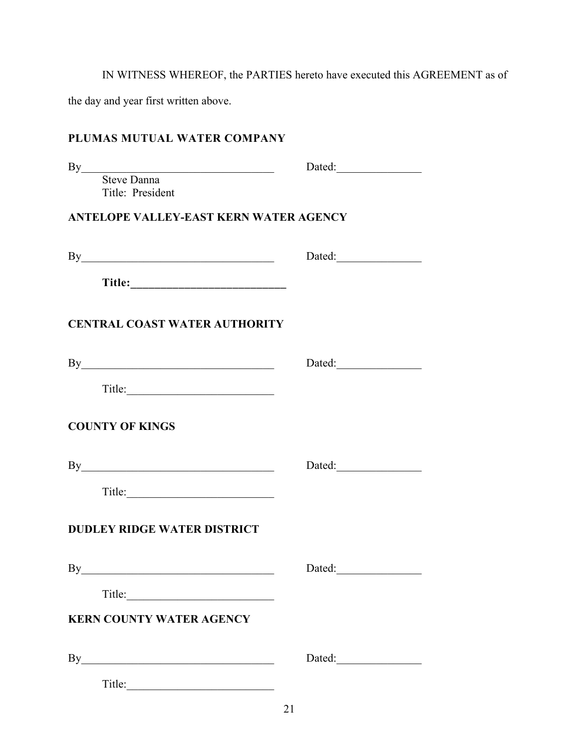IN WITNESS WHEREOF, the PARTIES hereto have executed this AGREEMENT as of the day and year first written above.

**PLUMAS MUTUAL WATER COMPANY**

By___________________________________ Dated:_______________
Steve Danna
Title: President

**ANTELOPE VALLEY-EAST KERN WATER AGENCY**

By___________________________________ Dated:_______________

**Title:___________________________**

**CENTRAL COAST WATER AUTHORITY**

By___________________________________ Dated:_______________

Title:_________________________

**COUNTY OF KINGS**

By___________________________________ Dated:_______________

Title:_________________________

**DUDLEY RIDGE WATER DISTRICT**

By___________________________________ Dated:_______________

Title:_________________________

**KERN COUNTY WATER AGENCY**

By___________________________________ Dated:_______________

Title:_________________________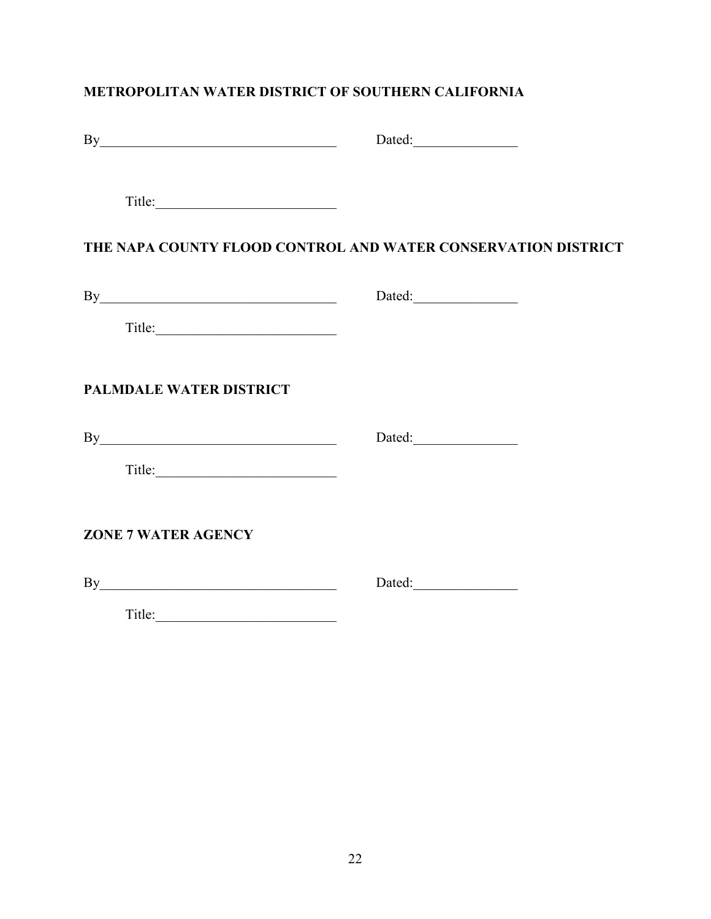**METROPOLITAN WATER DISTRICT OF SOUTHERN CALIFORNIA**

By___________________________________ Dated:_______________

Title:__________________________

**THE NAPA COUNTY FLOOD CONTROL AND WATER CONSERVATION DISTRICT**

By___________________________________ Dated:_______________

Title:__________________________

**PALMDALE WATER DISTRICT**

By___________________________________ Dated:_______________

Title:__________________________

**ZONE 7 WATER AGENCY**

By___________________________________ Dated:_______________

Title:__________________________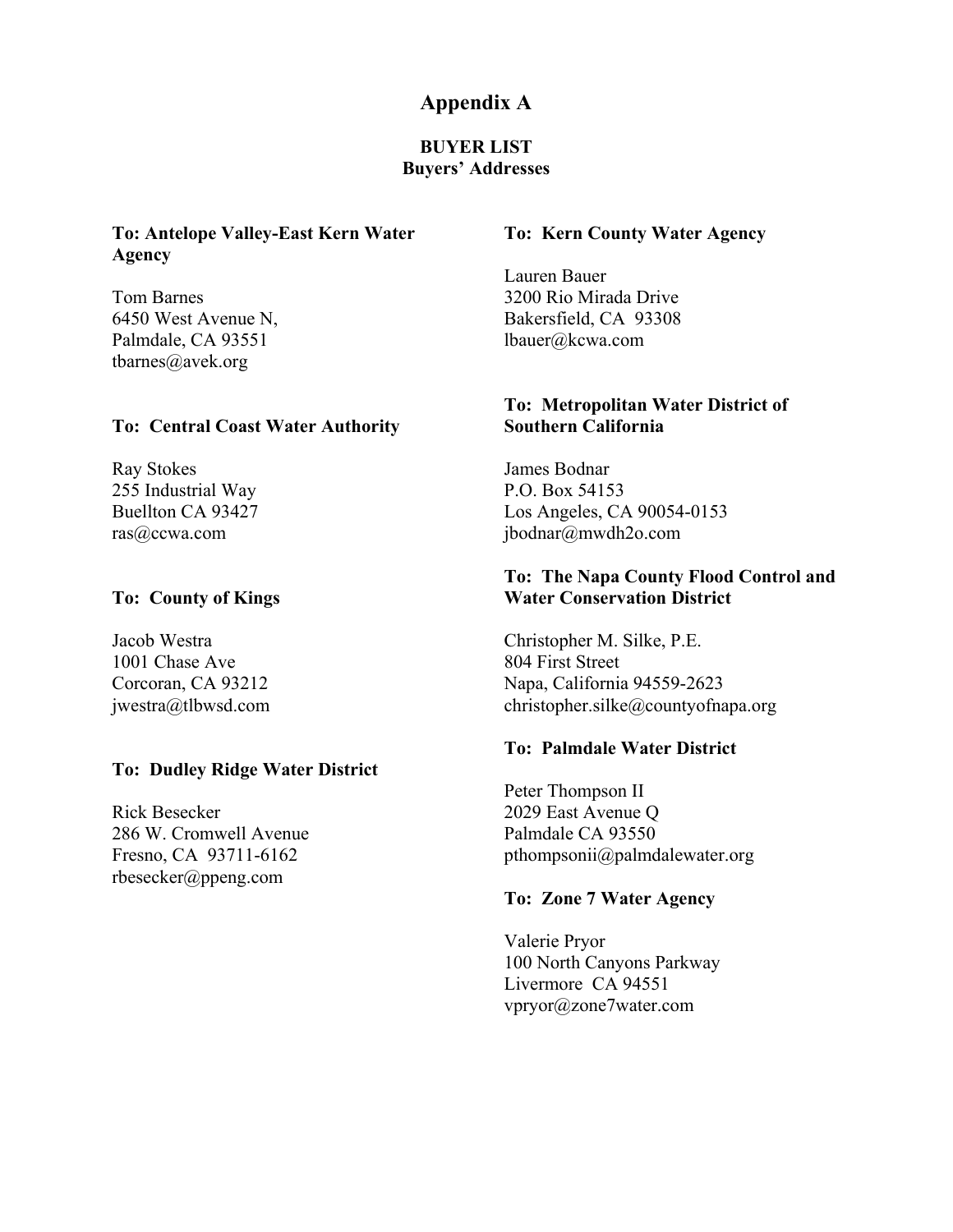# Appendix A

## BUYER LIST
### Buyers' Addresses

**To: Antelope Valley-East Kern Water Agency**

Tom Barnes
6450 West Avenue N,
Palmdale, CA 93551
tbarnes@avek.org

**To: Central Coast Water Authority**

Ray Stokes
255 Industrial Way
Buellton CA 93427
ras@ccwa.com

**To: County of Kings**

Jacob Westra
1001 Chase Ave
Corcoran, CA 93212
jwestra@tlbwsd.com

**To: Dudley Ridge Water District**

Rick Besecker
286 W. Cromwell Avenue
Fresno, CA 93711-6162
rbesecker@ppeng.com

**To: Kern County Water Agency**

Lauren Bauer
3200 Rio Mirada Drive
Bakersfield, CA 93308
lbauer@kcwa.com

**To: Metropolitan Water District of Southern California**

James Bodnar
P.O. Box 54153
Los Angeles, CA 90054-0153
jbodnar@mwdh2o.com

**To: The Napa County Flood Control and Water Conservation District**

Christopher M. Silke, P.E.
804 First Street
Napa, California 94559-2623
christopher.silke@countyofnapa.org

**To: Palmdale Water District**

Peter Thompson II
2029 East Avenue Q
Palmdale CA 93550
pthompsonii@palmdalewater.org

**To: Zone 7 Water Agency**

Valerie Pryor
100 North Canyons Parkway
Livermore CA 94551
vpryor@zone7water.com